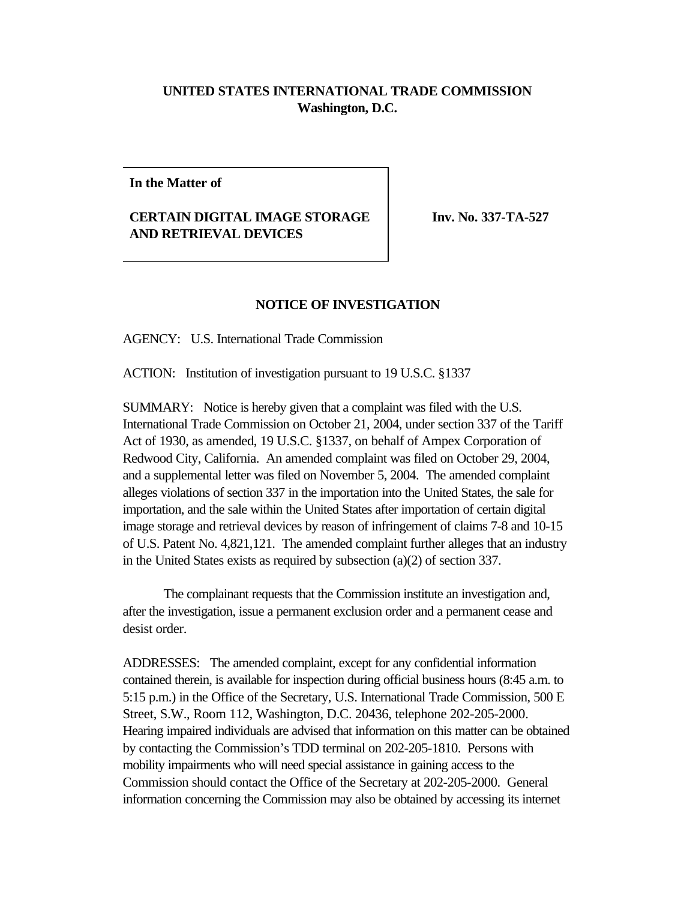**UNITED STATES INTERNATIONAL TRADE COMMISSION**
**Washington, D.C.**

| In the Matter of<br><br>CERTAIN DIGITAL IMAGE STORAGE AND RETRIEVAL DEVICES | Inv. No. 337-TA-527 |
|---|---|

## NOTICE OF INVESTIGATION

AGENCY: U.S. International Trade Commission

ACTION: Institution of investigation pursuant to 19 U.S.C. §1337

SUMMARY: Notice is hereby given that a complaint was filed with the U.S. International Trade Commission on October 21, 2004, under section 337 of the Tariff Act of 1930, as amended, 19 U.S.C. §1337, on behalf of Ampex Corporation of Redwood City, California. An amended complaint was filed on October 29, 2004, and a supplemental letter was filed on November 5, 2004. The amended complaint alleges violations of section 337 in the importation into the United States, the sale for importation, and the sale within the United States after importation of certain digital image storage and retrieval devices by reason of infringement of claims 7-8 and 10-15 of U.S. Patent No. 4,821,121. The amended complaint further alleges that an industry in the United States exists as required by subsection (a)(2) of section 337.

The complainant requests that the Commission institute an investigation and, after the investigation, issue a permanent exclusion order and a permanent cease and desist order.

ADDRESSES: The amended complaint, except for any confidential information contained therein, is available for inspection during official business hours (8:45 a.m. to 5:15 p.m.) in the Office of the Secretary, U.S. International Trade Commission, 500 E Street, S.W., Room 112, Washington, D.C. 20436, telephone 202-205-2000. Hearing impaired individuals are advised that information on this matter can be obtained by contacting the Commission's TDD terminal on 202-205-1810. Persons with mobility impairments who will need special assistance in gaining access to the Commission should contact the Office of the Secretary at 202-205-2000. General information concerning the Commission may also be obtained by accessing its internet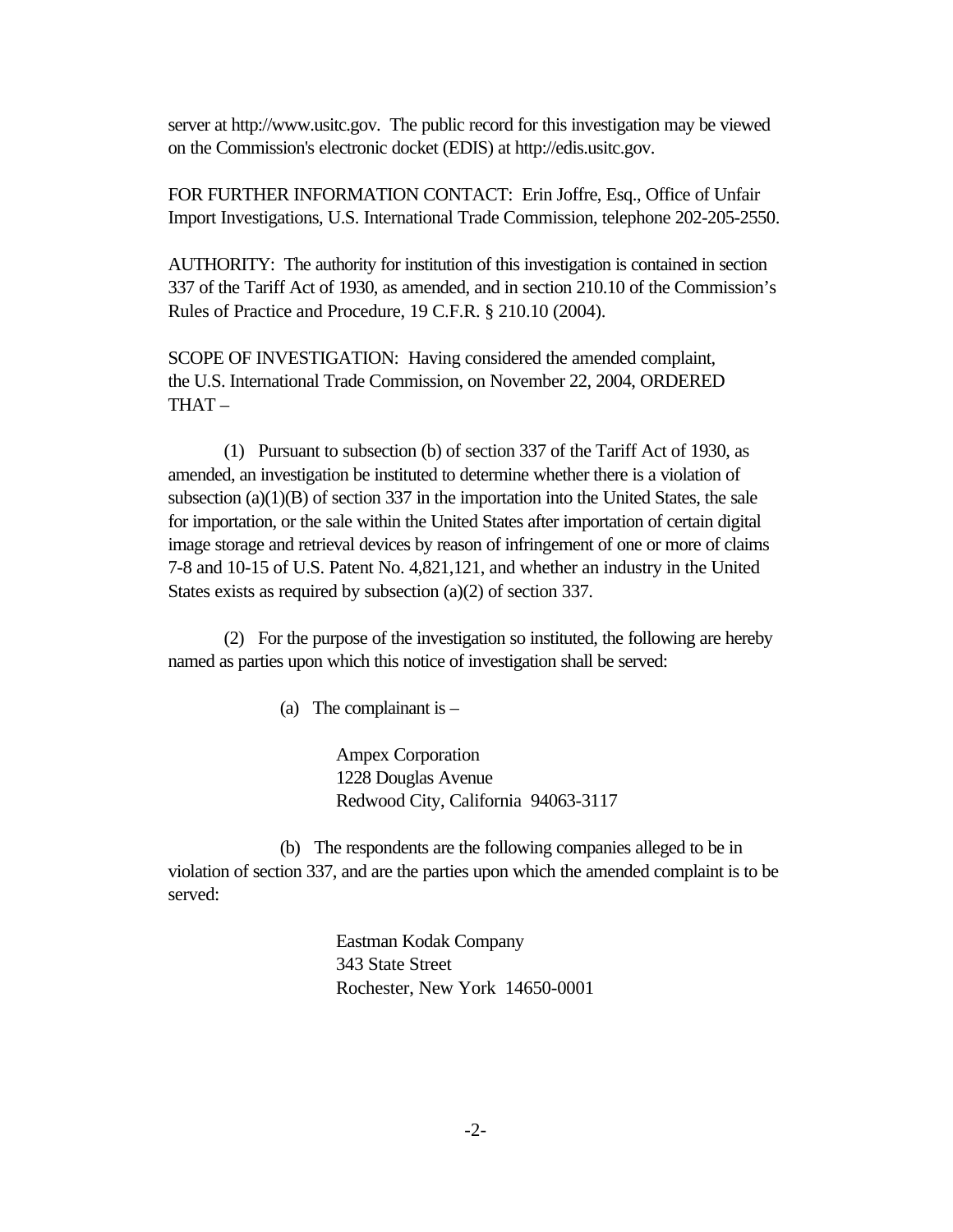server at http://www.usitc.gov. The public record for this investigation may be viewed on the Commission's electronic docket (EDIS) at http://edis.usitc.gov.

FOR FURTHER INFORMATION CONTACT: Erin Joffre, Esq., Office of Unfair Import Investigations, U.S. International Trade Commission, telephone 202-205-2550.

AUTHORITY: The authority for institution of this investigation is contained in section 337 of the Tariff Act of 1930, as amended, and in section 210.10 of the Commission's Rules of Practice and Procedure, 19 C.F.R. § 210.10 (2004).

SCOPE OF INVESTIGATION: Having considered the amended complaint, the U.S. International Trade Commission, on November 22, 2004, ORDERED THAT –

(1) Pursuant to subsection (b) of section 337 of the Tariff Act of 1930, as amended, an investigation be instituted to determine whether there is a violation of subsection (a)(1)(B) of section 337 in the importation into the United States, the sale for importation, or the sale within the United States after importation of certain digital image storage and retrieval devices by reason of infringement of one or more of claims 7-8 and 10-15 of U.S. Patent No. 4,821,121, and whether an industry in the United States exists as required by subsection (a)(2) of section 337.

(2) For the purpose of the investigation so instituted, the following are hereby named as parties upon which this notice of investigation shall be served:

(a) The complainant is –

Ampex Corporation
1228 Douglas Avenue
Redwood City, California 94063-3117

(b) The respondents are the following companies alleged to be in violation of section 337, and are the parties upon which the amended complaint is to be served:

Eastman Kodak Company
343 State Street
Rochester, New York 14650-0001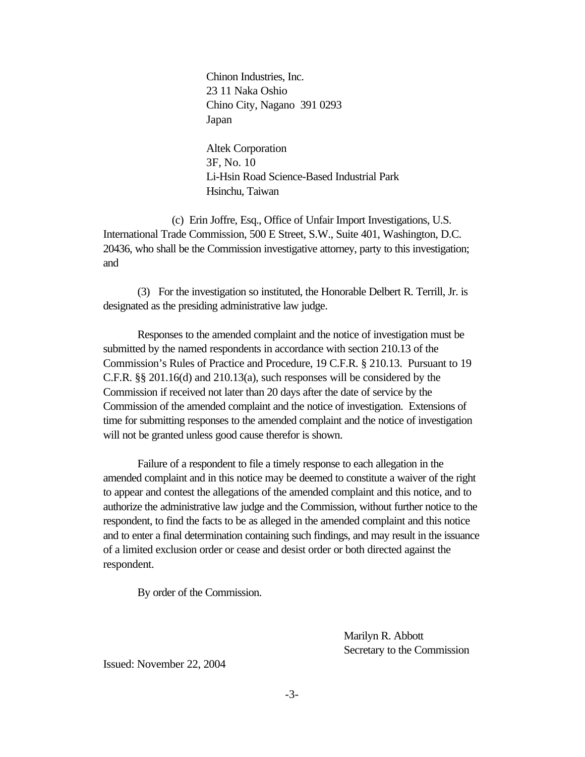Chinon Industries, Inc.
23 11 Naka Oshio
Chino City, Nagano 391 0293
Japan

Altek Corporation
3F, No. 10
Li-Hsin Road Science-Based Industrial Park
Hsinchu, Taiwan

(c) Erin Joffre, Esq., Office of Unfair Import Investigations, U.S. International Trade Commission, 500 E Street, S.W., Suite 401, Washington, D.C. 20436, who shall be the Commission investigative attorney, party to this investigation; and

(3) For the investigation so instituted, the Honorable Delbert R. Terrill, Jr. is designated as the presiding administrative law judge.

Responses to the amended complaint and the notice of investigation must be submitted by the named respondents in accordance with section 210.13 of the Commission's Rules of Practice and Procedure, 19 C.F.R. § 210.13. Pursuant to 19 C.F.R. §§ 201.16(d) and 210.13(a), such responses will be considered by the Commission if received not later than 20 days after the date of service by the Commission of the amended complaint and the notice of investigation. Extensions of time for submitting responses to the amended complaint and the notice of investigation will not be granted unless good cause therefor is shown.

Failure of a respondent to file a timely response to each allegation in the amended complaint and in this notice may be deemed to constitute a waiver of the right to appear and contest the allegations of the amended complaint and this notice, and to authorize the administrative law judge and the Commission, without further notice to the respondent, to find the facts to be as alleged in the amended complaint and this notice and to enter a final determination containing such findings, and may result in the issuance of a limited exclusion order or cease and desist order or both directed against the respondent.

By order of the Commission.

Marilyn R. Abbott
Secretary to the Commission

Issued: November 22, 2004